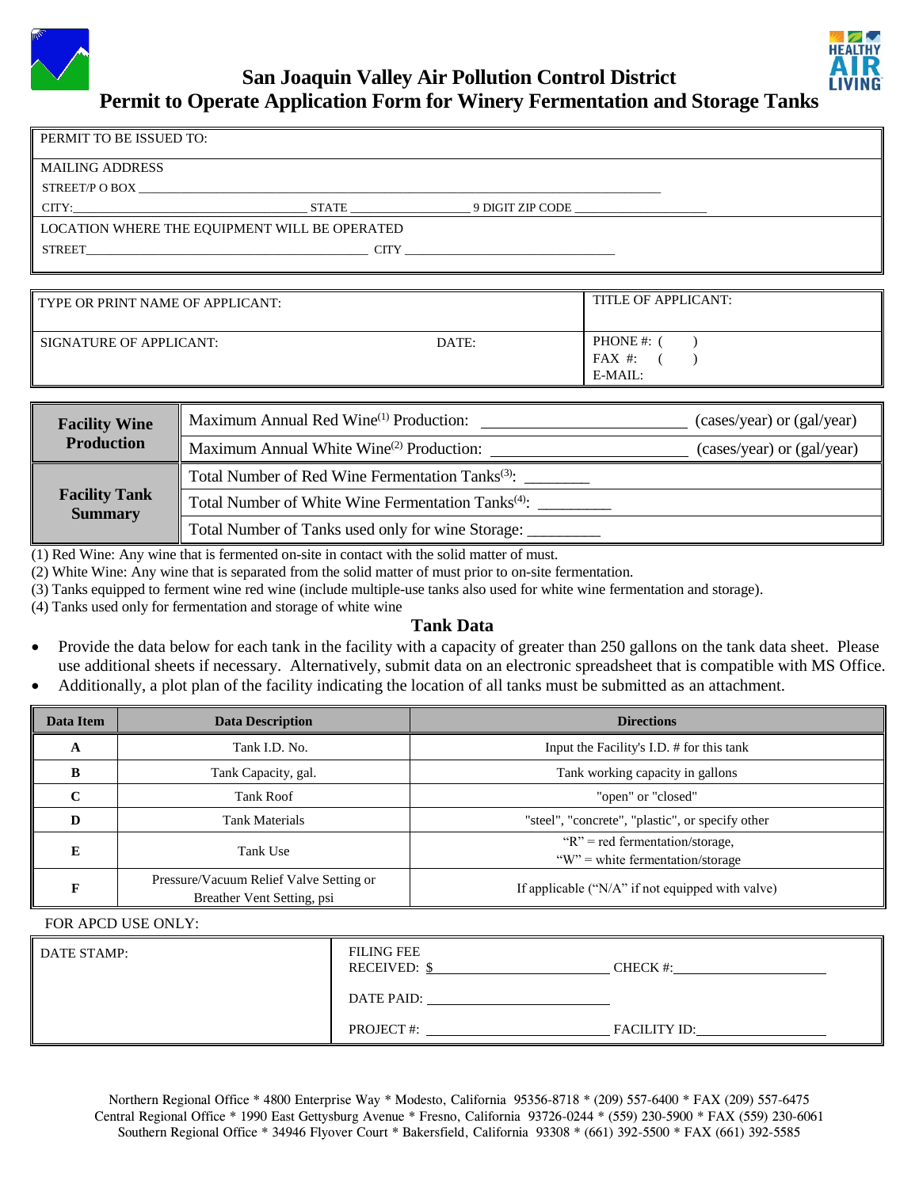# San Joaquin Valley Air Pollution Control District

## Permit to Operate Application Form for Winery Fermentation and Storage Tanks

PERMIT TO BE ISSUED TO:

MAILING ADDRESS

STREET/P O BOX ___________________________________________

CITY: ____________________ STATE __________ 9 DIGIT ZIP CODE ____________

LOCATION WHERE THE EQUIPMENT WILL BE OPERATED

STREET ______________________ CITY ____________________

| TYPE OR PRINT NAME OF APPLICANT: | | TITLE OF APPLICANT: |
|---|---|---|
| SIGNATURE OF APPLICANT: | DATE: | PHONE #: ( ) <br> FAX #: ( ) <br> E-MAIL: |

| | | |
|---|---|---|
| **Facility Wine Production** | Maximum Annual Red Wine[(1)] Production: ____________ | (cases/year) or (gal/year) |
| | Maximum Annual White Wine[(2)] Production: ____________ | (cases/year) or (gal/year) |
| **Facility Tank Summary** | Total Number of Red Wine Fermentation Tanks[(3)]: ________ | |
| | Total Number of White Wine Fermentation Tanks[(4)]: ________ | |
| | Total Number of Tanks used only for wine Storage: ________ | |

(1) Red Wine: Any wine that is fermented on-site in contact with the solid matter of must.

(2) White Wine: Any wine that is separated from the solid matter of must prior to on-site fermentation.

(3) Tanks equipped to ferment wine red wine (include multiple-use tanks also used for white wine fermentation and storage).

(4) Tanks used only for fermentation and storage of white wine

### Tank Data

- Provide the data below for each tank in the facility with a capacity of greater than 250 gallons on the tank data sheet. Please use additional sheets if necessary. Alternatively, submit data on an electronic spreadsheet that is compatible with MS Office.
- Additionally, a plot plan of the facility indicating the location of all tanks must be submitted as an attachment.

| Data Item | Data Description | Directions |
|---|---|---|
| **A** | Tank I.D. No. | Input the Facility's I.D. # for this tank |
| **B** | Tank Capacity, gal. | Tank working capacity in gallons |
| **C** | Tank Roof | "open" or "closed" |
| **D** | Tank Materials | "steel", "concrete", "plastic", or specify other |
| **E** | Tank Use | "R" = red fermentation/storage, <br> "W" = white fermentation/storage |
| **F** | Pressure/Vacuum Relief Valve Setting or Breather Vent Setting, psi | If applicable ("N/A" if not equipped with valve) |

FOR APCD USE ONLY:

| | |
|---|---|
| DATE STAMP: | FILING FEE RECEIVED: $ __________ CHECK #: __________ <br> DATE PAID: __________ <br> PROJECT #: __________ FACILITY ID: __________ |

Northern Regional Office * 4800 Enterprise Way * Modesto, California 95356-8718 * (209) 557-6400 * FAX (209) 557-6475
Central Regional Office * 1990 East Gettysburg Avenue * Fresno, California 93726-0244 * (559) 230-5900 * FAX (559) 230-6061
Southern Regional Office * 34946 Flyover Court * Bakersfield, California 93308 * (661) 392-5500 * FAX (661) 392-5585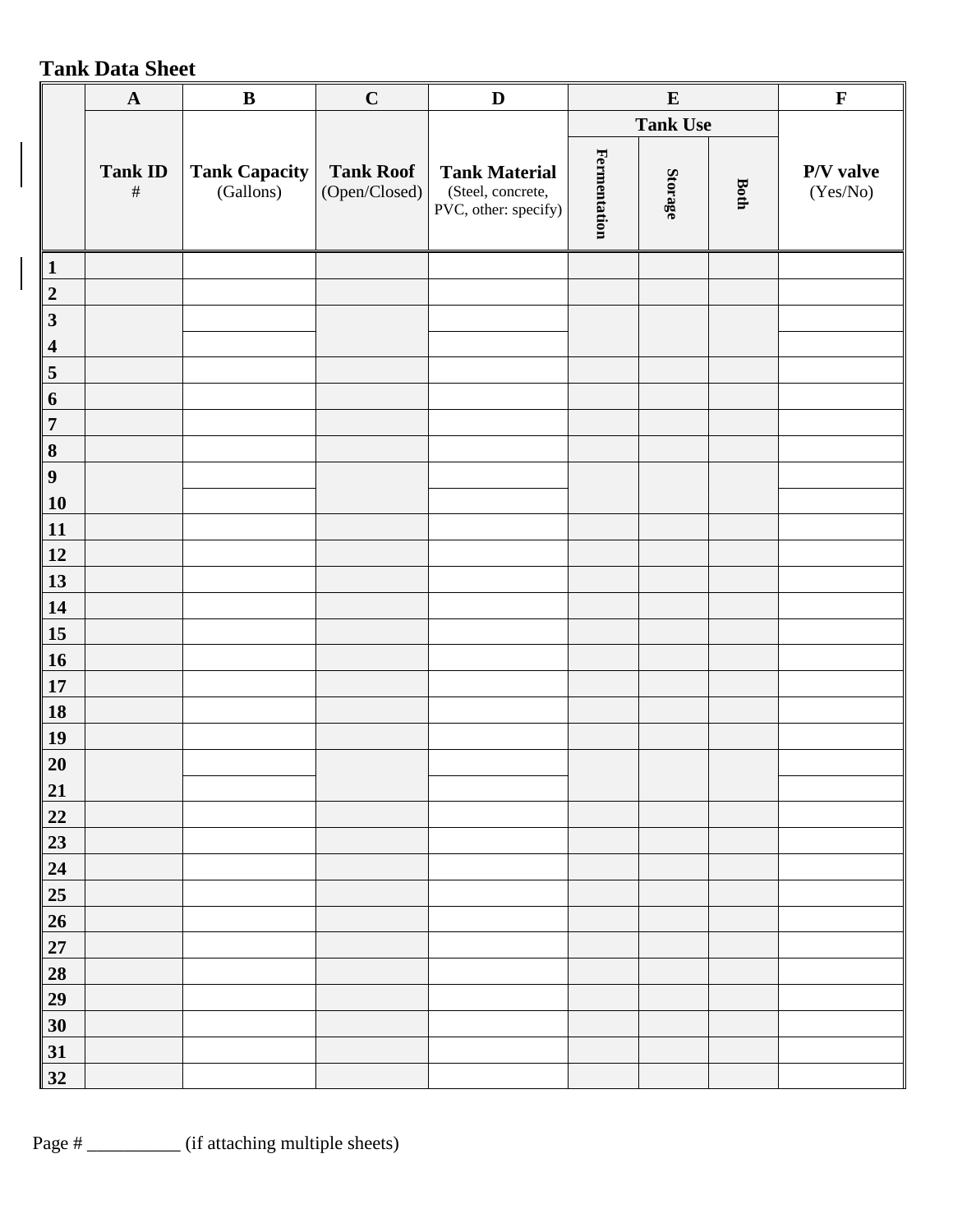## Tank Data Sheet

| | A | B | C | D | E | | | F |
|---|---|---|---|---|---|---|---|---|
| | | | | | Tank Use | | | |
| | **Tank ID** # | **Tank Capacity** (Gallons) | **Tank Roof** (Open/Closed) | **Tank Material** (Steel, concrete, PVC, other: specify) | **Fermentation** | **Storage** | **Both** | **P/V valve** (Yes/No) |
| **1** | | | | | | | | |
| **2** | | | | | | | | |
| **3** | | | | | | | | |
| **4** | | | | | | | | |
| **5** | | | | | | | | |
| **6** | | | | | | | | |
| **7** | | | | | | | | |
| **8** | | | | | | | | |
| **9** | | | | | | | | |
| **10** | | | | | | | | |
| **11** | | | | | | | | |
| **12** | | | | | | | | |
| **13** | | | | | | | | |
| **14** | | | | | | | | |
| **15** | | | | | | | | |
| **16** | | | | | | | | |
| **17** | | | | | | | | |
| **18** | | | | | | | | |
| **19** | | | | | | | | |
| **20** | | | | | | | | |
| **21** | | | | | | | | |
| **22** | | | | | | | | |
| **23** | | | | | | | | |
| **24** | | | | | | | | |
| **25** | | | | | | | | |
| **26** | | | | | | | | |
| **27** | | | | | | | | |
| **28** | | | | | | | | |
| **29** | | | | | | | | |
| **30** | | | | | | | | |
| **31** | | | | | | | | |
| **32** | | | | | | | | |

Page # __________ (if attaching multiple sheets)